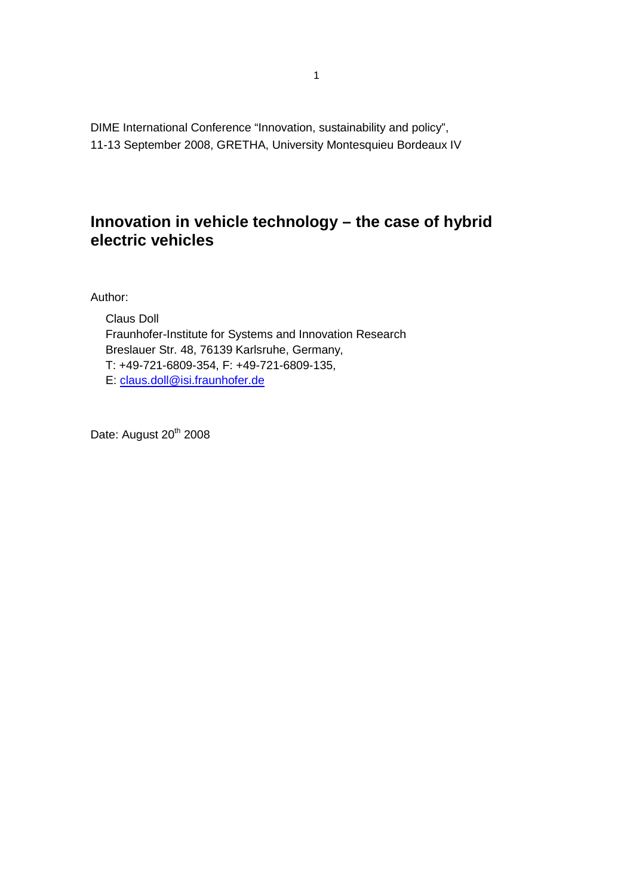DIME International Conference "Innovation, sustainability and policy",
11-13 September 2008, GRETHA, University Montesquieu Bordeaux IV

# Innovation in vehicle technology – the case of hybrid electric vehicles

Author:

Claus Doll
Fraunhofer-Institute for Systems and Innovation Research
Breslauer Str. 48, 76139 Karlsruhe, Germany,
T: +49-721-6809-354, F: +49-721-6809-135,
E: claus.doll@isi.fraunhofer.de

Date: August 20th 2008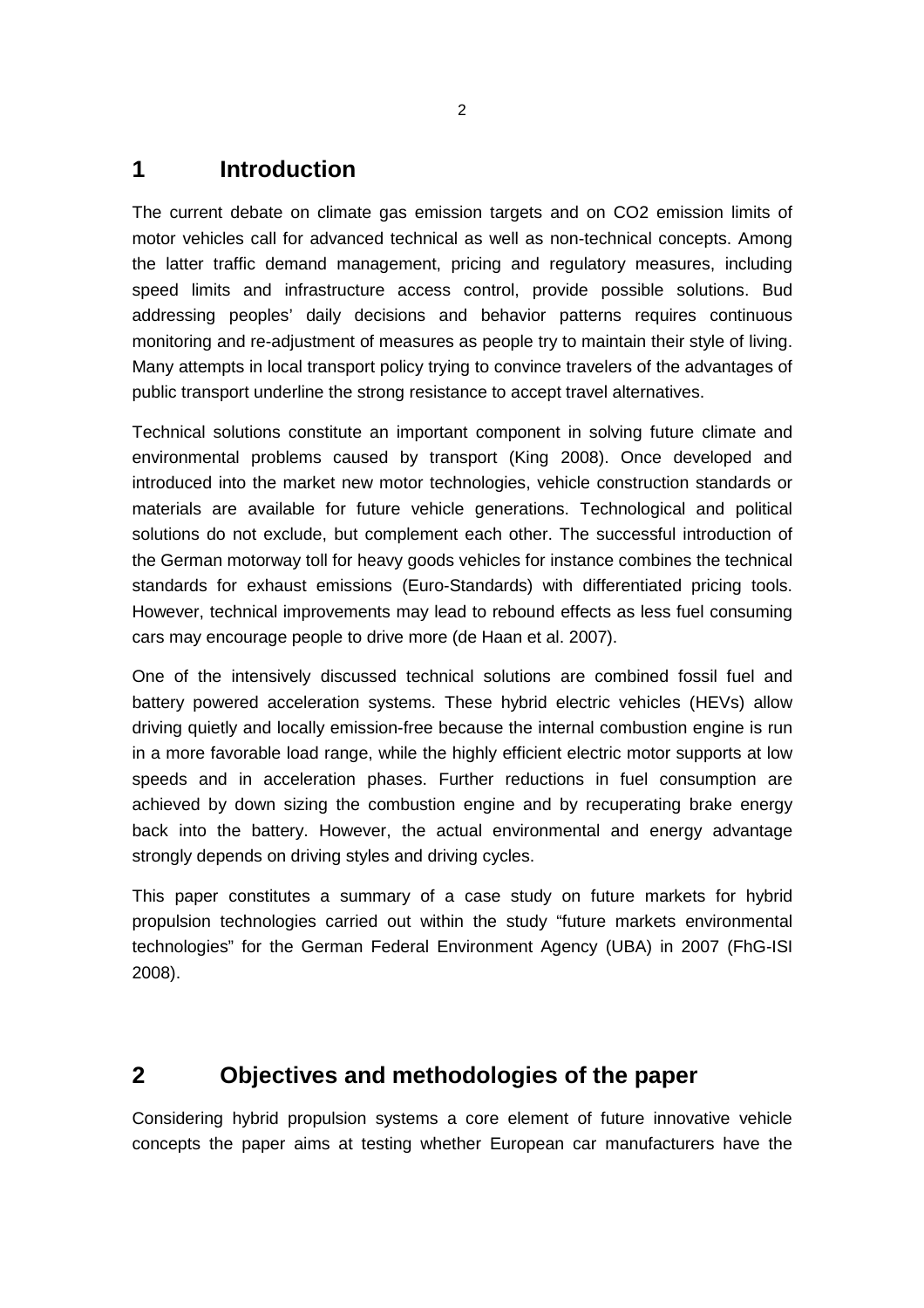# 1 Introduction

The current debate on climate gas emission targets and on CO2 emission limits of motor vehicles call for advanced technical as well as non-technical concepts. Among the latter traffic demand management, pricing and regulatory measures, including speed limits and infrastructure access control, provide possible solutions. Bud addressing peoples' daily decisions and behavior patterns requires continuous monitoring and re-adjustment of measures as people try to maintain their style of living. Many attempts in local transport policy trying to convince travelers of the advantages of public transport underline the strong resistance to accept travel alternatives.

Technical solutions constitute an important component in solving future climate and environmental problems caused by transport (King 2008). Once developed and introduced into the market new motor technologies, vehicle construction standards or materials are available for future vehicle generations. Technological and political solutions do not exclude, but complement each other. The successful introduction of the German motorway toll for heavy goods vehicles for instance combines the technical standards for exhaust emissions (Euro-Standards) with differentiated pricing tools. However, technical improvements may lead to rebound effects as less fuel consuming cars may encourage people to drive more (de Haan et al. 2007).

One of the intensively discussed technical solutions are combined fossil fuel and battery powered acceleration systems. These hybrid electric vehicles (HEVs) allow driving quietly and locally emission-free because the internal combustion engine is run in a more favorable load range, while the highly efficient electric motor supports at low speeds and in acceleration phases. Further reductions in fuel consumption are achieved by down sizing the combustion engine and by recuperating brake energy back into the battery. However, the actual environmental and energy advantage strongly depends on driving styles and driving cycles.

This paper constitutes a summary of a case study on future markets for hybrid propulsion technologies carried out within the study "future markets environmental technologies" for the German Federal Environment Agency (UBA) in 2007 (FhG-ISI 2008).

# 2 Objectives and methodologies of the paper

Considering hybrid propulsion systems a core element of future innovative vehicle concepts the paper aims at testing whether European car manufacturers have the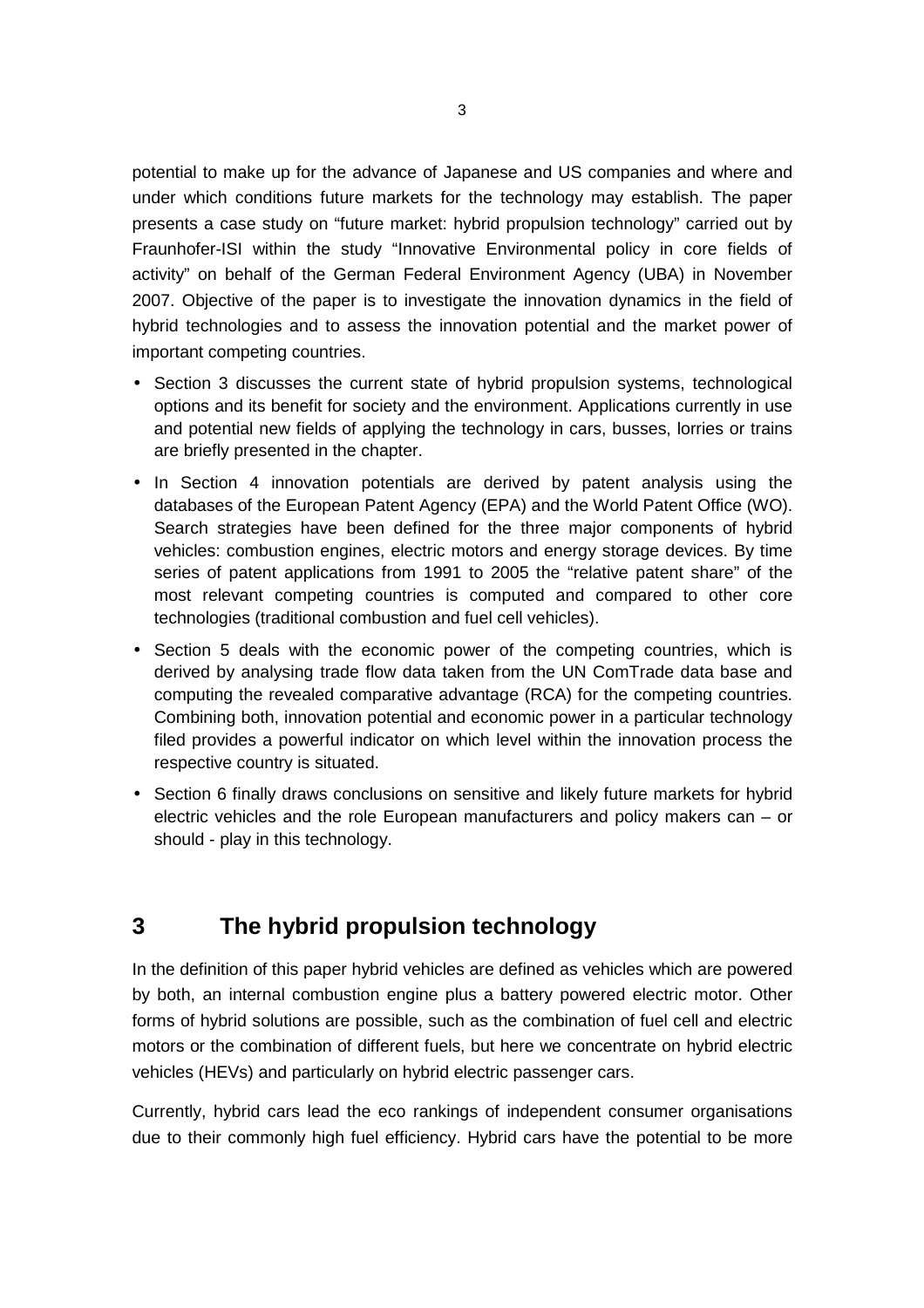potential to make up for the advance of Japanese and US companies and where and under which conditions future markets for the technology may establish. The paper presents a case study on "future market: hybrid propulsion technology" carried out by Fraunhofer-ISI within the study "Innovative Environmental policy in core fields of activity" on behalf of the German Federal Environment Agency (UBA) in November 2007. Objective of the paper is to investigate the innovation dynamics in the field of hybrid technologies and to assess the innovation potential and the market power of important competing countries.

- Section 3 discusses the current state of hybrid propulsion systems, technological options and its benefit for society and the environment. Applications currently in use and potential new fields of applying the technology in cars, busses, lorries or trains are briefly presented in the chapter.
- In Section 4 innovation potentials are derived by patent analysis using the databases of the European Patent Agency (EPA) and the World Patent Office (WO). Search strategies have been defined for the three major components of hybrid vehicles: combustion engines, electric motors and energy storage devices. By time series of patent applications from 1991 to 2005 the "relative patent share" of the most relevant competing countries is computed and compared to other core technologies (traditional combustion and fuel cell vehicles).
- Section 5 deals with the economic power of the competing countries, which is derived by analysing trade flow data taken from the UN ComTrade data base and computing the revealed comparative advantage (RCA) for the competing countries. Combining both, innovation potential and economic power in a particular technology filed provides a powerful indicator on which level within the innovation process the respective country is situated.
- Section 6 finally draws conclusions on sensitive and likely future markets for hybrid electric vehicles and the role European manufacturers and policy makers can – or should - play in this technology.

# 3 The hybrid propulsion technology

In the definition of this paper hybrid vehicles are defined as vehicles which are powered by both, an internal combustion engine plus a battery powered electric motor. Other forms of hybrid solutions are possible, such as the combination of fuel cell and electric motors or the combination of different fuels, but here we concentrate on hybrid electric vehicles (HEVs) and particularly on hybrid electric passenger cars.

Currently, hybrid cars lead the eco rankings of independent consumer organisations due to their commonly high fuel efficiency. Hybrid cars have the potential to be more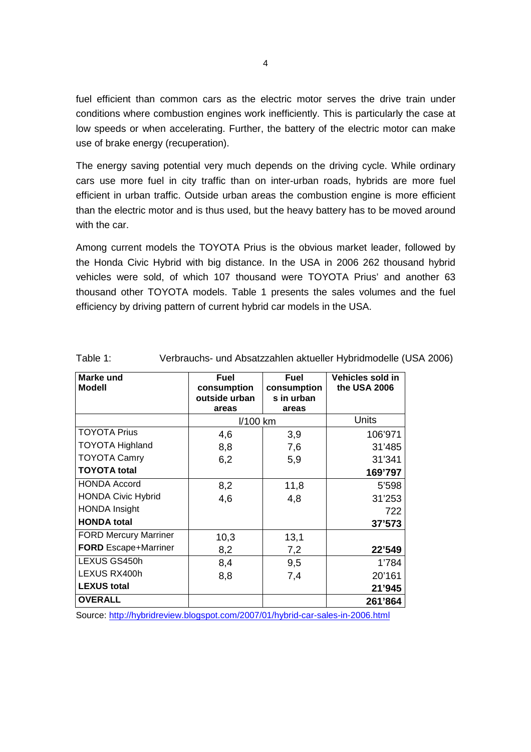fuel efficient than common cars as the electric motor serves the drive train under conditions where combustion engines work inefficiently. This is particularly the case at low speeds or when accelerating. Further, the battery of the electric motor can make use of brake energy (recuperation).

The energy saving potential very much depends on the driving cycle. While ordinary cars use more fuel in city traffic than on inter-urban roads, hybrids are more fuel efficient in urban traffic. Outside urban areas the combustion engine is more efficient than the electric motor and is thus used, but the heavy battery has to be moved around with the car.

Among current models the TOYOTA Prius is the obvious market leader, followed by the Honda Civic Hybrid with big distance. In the USA in 2006 262 thousand hybrid vehicles were sold, of which 107 thousand were TOYOTA Prius' and another 63 thousand other TOYOTA models. Table 1 presents the sales volumes and the fuel efficiency by driving pattern of current hybrid car models in the USA.

Table 1: Verbrauchs- und Absatzzahlen aktueller Hybridmodelle (USA 2006)

| **Marke und Modell** | **Fuel consumption outside urban areas** | **Fuel consumptions in urban areas** | **Vehicles sold in the USA 2006** |
|---|---|---|---|
| | l/100 km | | Units |
| TOYOTA Prius | 4,6 | 3,9 | 106'971 |
| TOYOTA Highland | 8,8 | 7,6 | 31'485 |
| TOYOTA Camry | 6,2 | 5,9 | 31'341 |
| **TOYOTA total** | | | **169'797** |
| HONDA Accord | 8,2 | 11,8 | 5'598 |
| HONDA Civic Hybrid | 4,6 | 4,8 | 31'253 |
| HONDA Insight | | | 722 |
| **HONDA total** | | | **37'573** |
| FORD Mercury Marriner | 10,3 | 13,1 | |
| **FORD** Escape+Marriner | 8,2 | 7,2 | **22'549** |
| LEXUS GS450h | 8,4 | 9,5 | 1'784 |
| LEXUS RX400h | 8,8 | 7,4 | 20'161 |
| **LEXUS total** | | | **21'945** |
| **OVERALL** | | | **261'864** |

Source: http://hybridreview.blogspot.com/2007/01/hybrid-car-sales-in-2006.html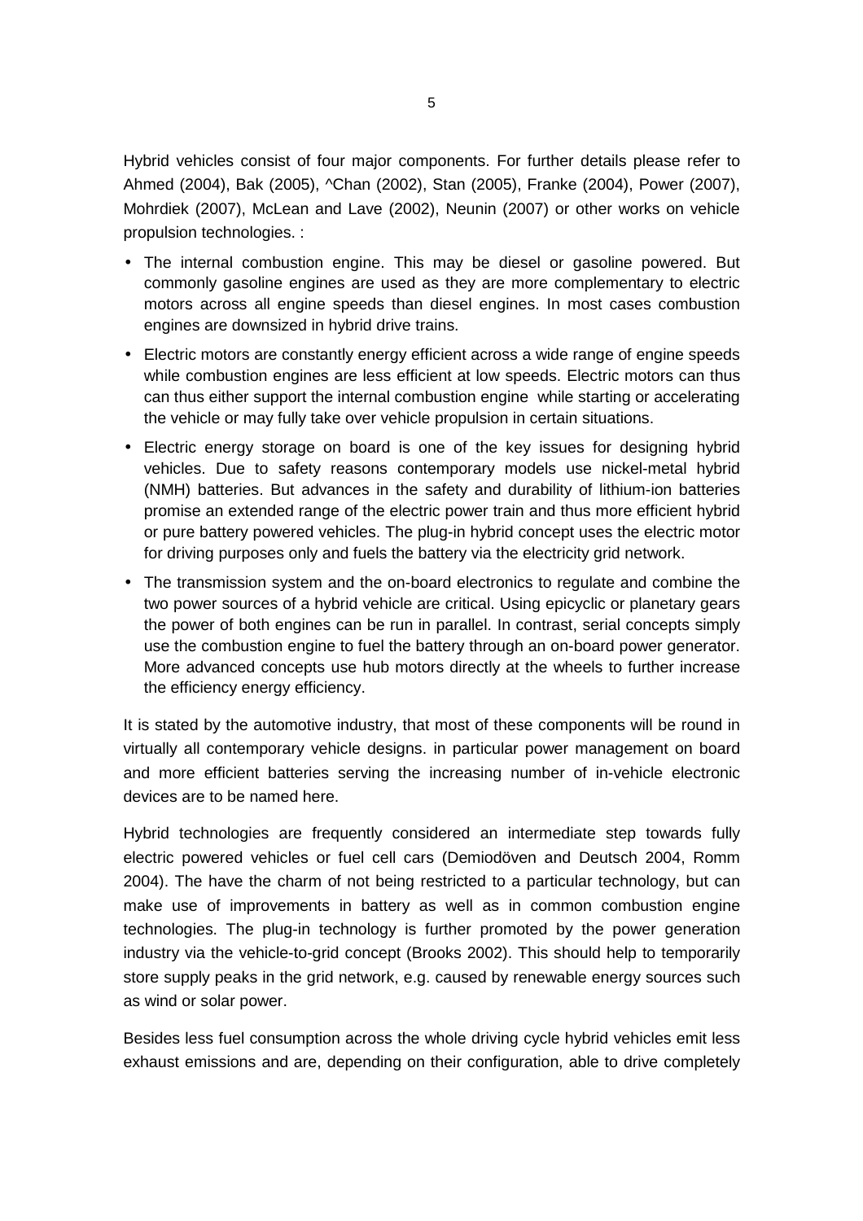Hybrid vehicles consist of four major components. For further details please refer to Ahmed (2004), Bak (2005), ^Chan (2002), Stan (2005), Franke (2004), Power (2007), Mohrdiek (2007), McLean and Lave (2002), Neunin (2007) or other works on vehicle propulsion technologies. :

- The internal combustion engine. This may be diesel or gasoline powered. But commonly gasoline engines are used as they are more complementary to electric motors across all engine speeds than diesel engines. In most cases combustion engines are downsized in hybrid drive trains.
- Electric motors are constantly energy efficient across a wide range of engine speeds while combustion engines are less efficient at low speeds. Electric motors can thus can thus either support the internal combustion engine while starting or accelerating the vehicle or may fully take over vehicle propulsion in certain situations.
- Electric energy storage on board is one of the key issues for designing hybrid vehicles. Due to safety reasons contemporary models use nickel-metal hybrid (NMH) batteries. But advances in the safety and durability of lithium-ion batteries promise an extended range of the electric power train and thus more efficient hybrid or pure battery powered vehicles. The plug-in hybrid concept uses the electric motor for driving purposes only and fuels the battery via the electricity grid network.
- The transmission system and the on-board electronics to regulate and combine the two power sources of a hybrid vehicle are critical. Using epicyclic or planetary gears the power of both engines can be run in parallel. In contrast, serial concepts simply use the combustion engine to fuel the battery through an on-board power generator. More advanced concepts use hub motors directly at the wheels to further increase the efficiency energy efficiency.

It is stated by the automotive industry, that most of these components will be round in virtually all contemporary vehicle designs. in particular power management on board and more efficient batteries serving the increasing number of in-vehicle electronic devices are to be named here.

Hybrid technologies are frequently considered an intermediate step towards fully electric powered vehicles or fuel cell cars (Demiodöven and Deutsch 2004, Romm 2004). The have the charm of not being restricted to a particular technology, but can make use of improvements in battery as well as in common combustion engine technologies. The plug-in technology is further promoted by the power generation industry via the vehicle-to-grid concept (Brooks 2002). This should help to temporarily store supply peaks in the grid network, e.g. caused by renewable energy sources such as wind or solar power.

Besides less fuel consumption across the whole driving cycle hybrid vehicles emit less exhaust emissions and are, depending on their configuration, able to drive completely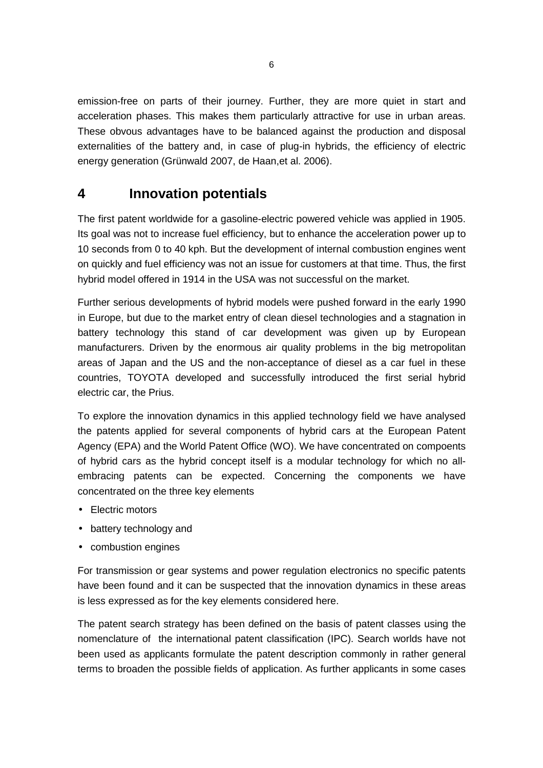emission-free on parts of their journey. Further, they are more quiet in start and acceleration phases. This makes them particularly attractive for use in urban areas. These obvous advantages have to be balanced against the production and disposal externalities of the battery and, in case of plug-in hybrids, the efficiency of electric energy generation (Grünwald 2007, de Haan,et al. 2006).

# 4 Innovation potentials

The first patent worldwide for a gasoline-electric powered vehicle was applied in 1905. Its goal was not to increase fuel efficiency, but to enhance the acceleration power up to 10 seconds from 0 to 40 kph. But the development of internal combustion engines went on quickly and fuel efficiency was not an issue for customers at that time. Thus, the first hybrid model offered in 1914 in the USA was not successful on the market.

Further serious developments of hybrid models were pushed forward in the early 1990 in Europe, but due to the market entry of clean diesel technologies and a stagnation in battery technology this stand of car development was given up by European manufacturers. Driven by the enormous air quality problems in the big metropolitan areas of Japan and the US and the non-acceptance of diesel as a car fuel in these countries, TOYOTA developed and successfully introduced the first serial hybrid electric car, the Prius.

To explore the innovation dynamics in this applied technology field we have analysed the patents applied for several components of hybrid cars at the European Patent Agency (EPA) and the World Patent Office (WO). We have concentrated on compoents of hybrid cars as the hybrid concept itself is a modular technology for which no all-embracing patents can be expected. Concerning the components we have concentrated on the three key elements

- Electric motors
- battery technology and
- combustion engines

For transmission or gear systems and power regulation electronics no specific patents have been found and it can be suspected that the innovation dynamics in these areas is less expressed as for the key elements considered here.

The patent search strategy has been defined on the basis of patent classes using the nomenclature of the international patent classification (IPC). Search worlds have not been used as applicants formulate the patent description commonly in rather general terms to broaden the possible fields of application. As further applicants in some cases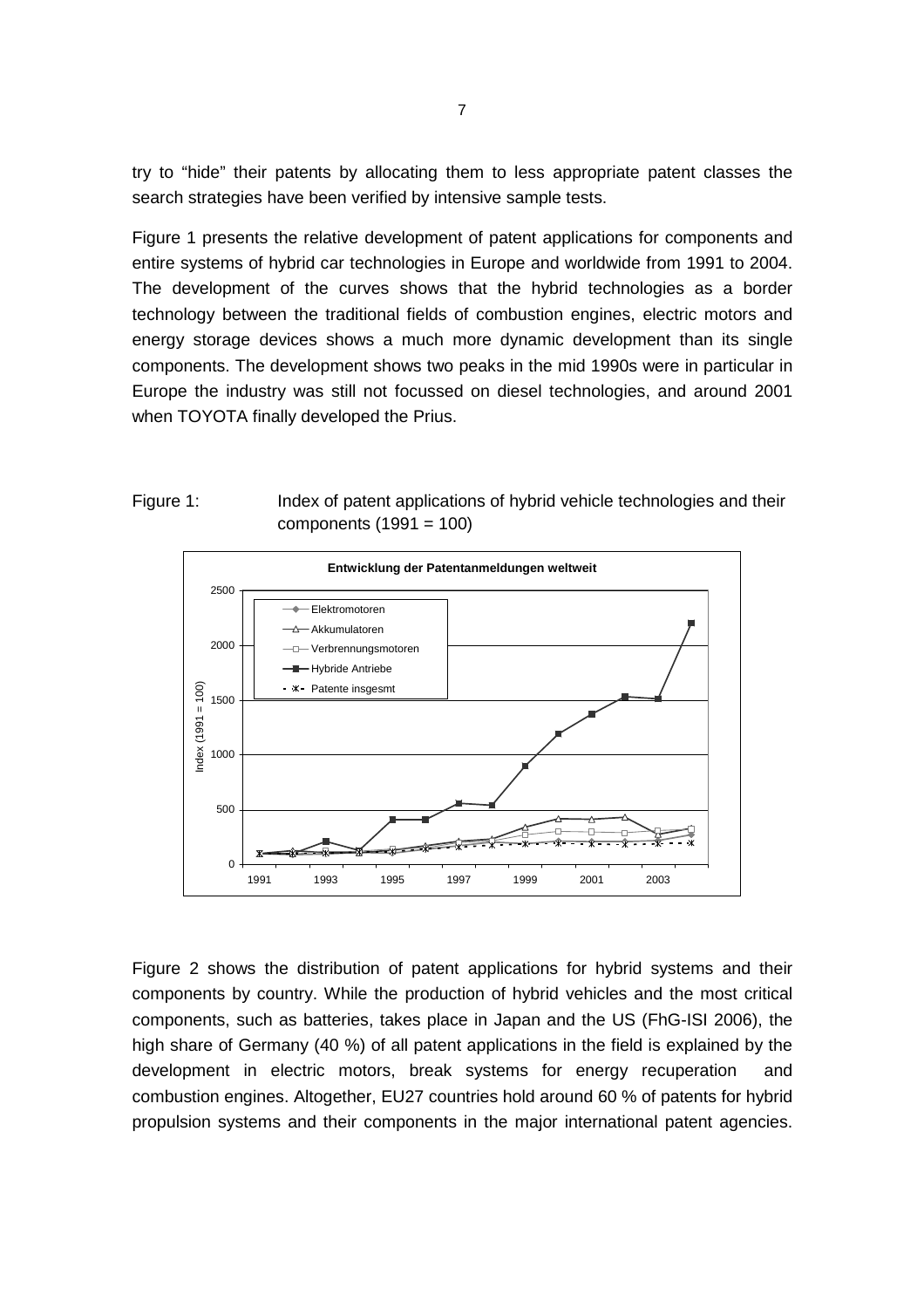try to "hide" their patents by allocating them to less appropriate patent classes the search strategies have been verified by intensive sample tests.

Figure 1 presents the relative development of patent applications for components and entire systems of hybrid car technologies in Europe and worldwide from 1991 to 2004. The development of the curves shows that the hybrid technologies as a border technology between the traditional fields of combustion engines, electric motors and energy storage devices shows a much more dynamic development than its single components. The development shows two peaks in the mid 1990s were in particular in Europe the industry was still not focussed on diesel technologies, and around 2001 when TOYOTA finally developed the Prius.

Figure 1: Index of patent applications of hybrid vehicle technologies and their components (1991 = 100)

Figure 2 shows the distribution of patent applications for hybrid systems and their components by country. While the production of hybrid vehicles and the most critical components, such as batteries, takes place in Japan and the US (FhG-ISI 2006), the high share of Germany (40 %) of all patent applications in the field is explained by the development in electric motors, break systems for energy recuperation and combustion engines. Altogether, EU27 countries hold around 60 % of patents for hybrid propulsion systems and their components in the major international patent agencies.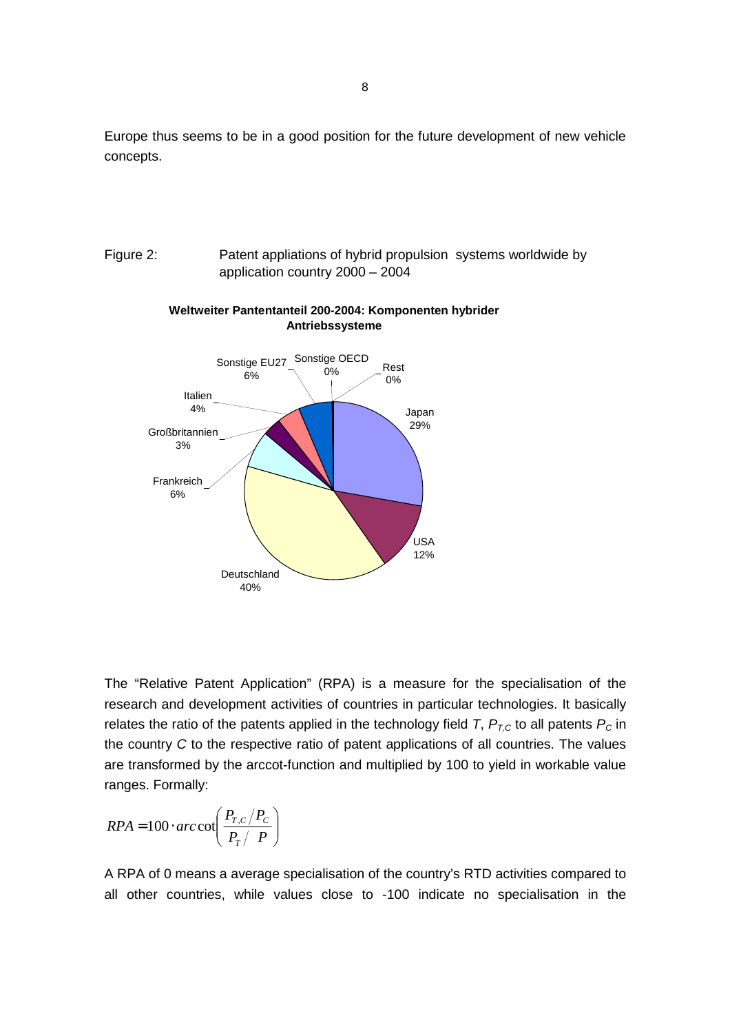Europe thus seems to be in a good position for the future development of new vehicle concepts.

Figure 2: Patent appliations of hybrid propulsion systems worldwide by application country 2000 – 2004

**Weltweiter Pantentanteil 200-2004: Komponenten hybrider Antriebssysteme**

| Land | Anteil |
|---|---|
| Japan | 29% |
| USA | 12% |
| Deutschland | 40% |
| Frankreich | 6% |
| Großbritannien | 3% |
| Italien | 4% |
| Sonstige EU27 | 6% |
| Sonstige OECD | 0% |
| Rest | 0% |

The "Relative Patent Application" (RPA) is a measure for the specialisation of the research and development activities of countries in particular technologies. It basically relates the ratio of the patents applied in the technology field $T$, $P_{T,C}$ to all patents $P_C$ in the country $C$ to the respective ratio of patent applications of all countries. The values are transformed by the arccot-function and multiplied by 100 to yield in workable value ranges. Formally:

$$RPA = 100 \cdot arc\cot\left(\frac{P_{T,C}/P_C}{P_T/\ P}\right)$$

A RPA of 0 means a average specialisation of the country's RTD activities compared to all other countries, while values close to -100 indicate no specialisation in the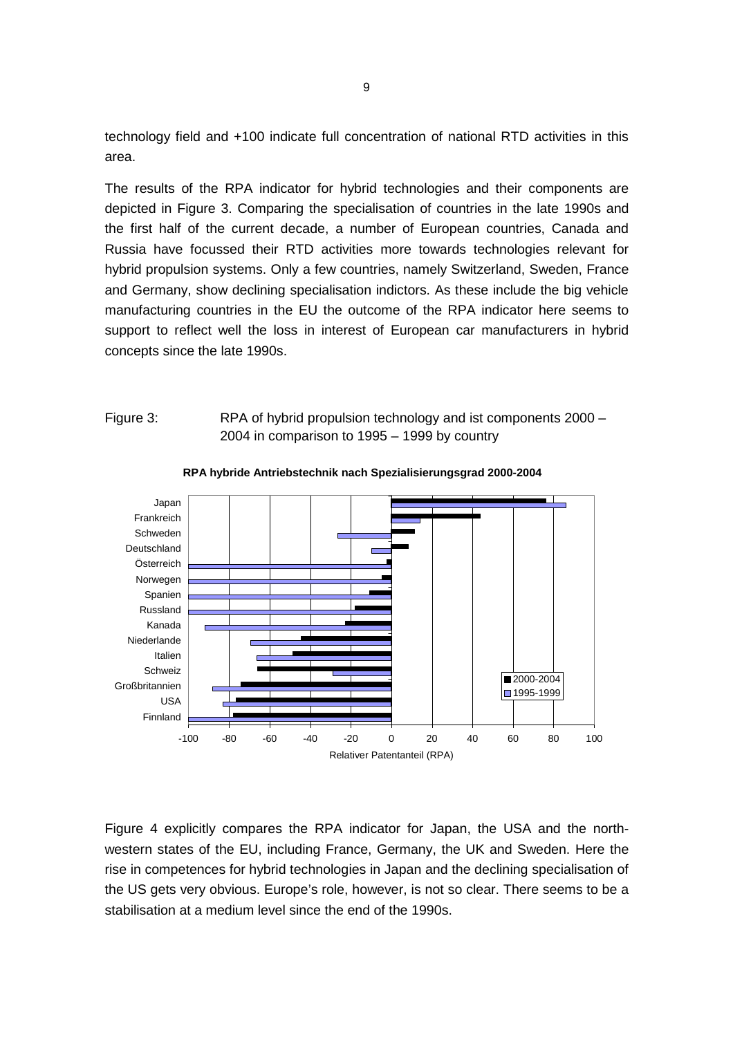technology field and +100 indicate full concentration of national RTD activities in this area.

The results of the RPA indicator for hybrid technologies and their components are depicted in Figure 3. Comparing the specialisation of countries in the late 1990s and the first half of the current decade, a number of European countries, Canada and Russia have focussed their RTD activities more towards technologies relevant for hybrid propulsion systems. Only a few countries, namely Switzerland, Sweden, France and Germany, show declining specialisation indictors. As these include the big vehicle manufacturing countries in the EU the outcome of the RPA indicator here seems to support to reflect well the loss in interest of European car manufacturers in hybrid concepts since the late 1990s.

Figure 3: RPA of hybrid propulsion technology and ist components 2000 – 2004 in comparison to 1995 – 1999 by country

**RPA hybride Antriebstechnik nach Spezialisierungsgrad 2000-2004**

Figure 4 explicitly compares the RPA indicator for Japan, the USA and the north-western states of the EU, including France, Germany, the UK and Sweden. Here the rise in competences for hybrid technologies in Japan and the declining specialisation of the US gets very obvious. Europe's role, however, is not so clear. There seems to be a stabilisation at a medium level since the end of the 1990s.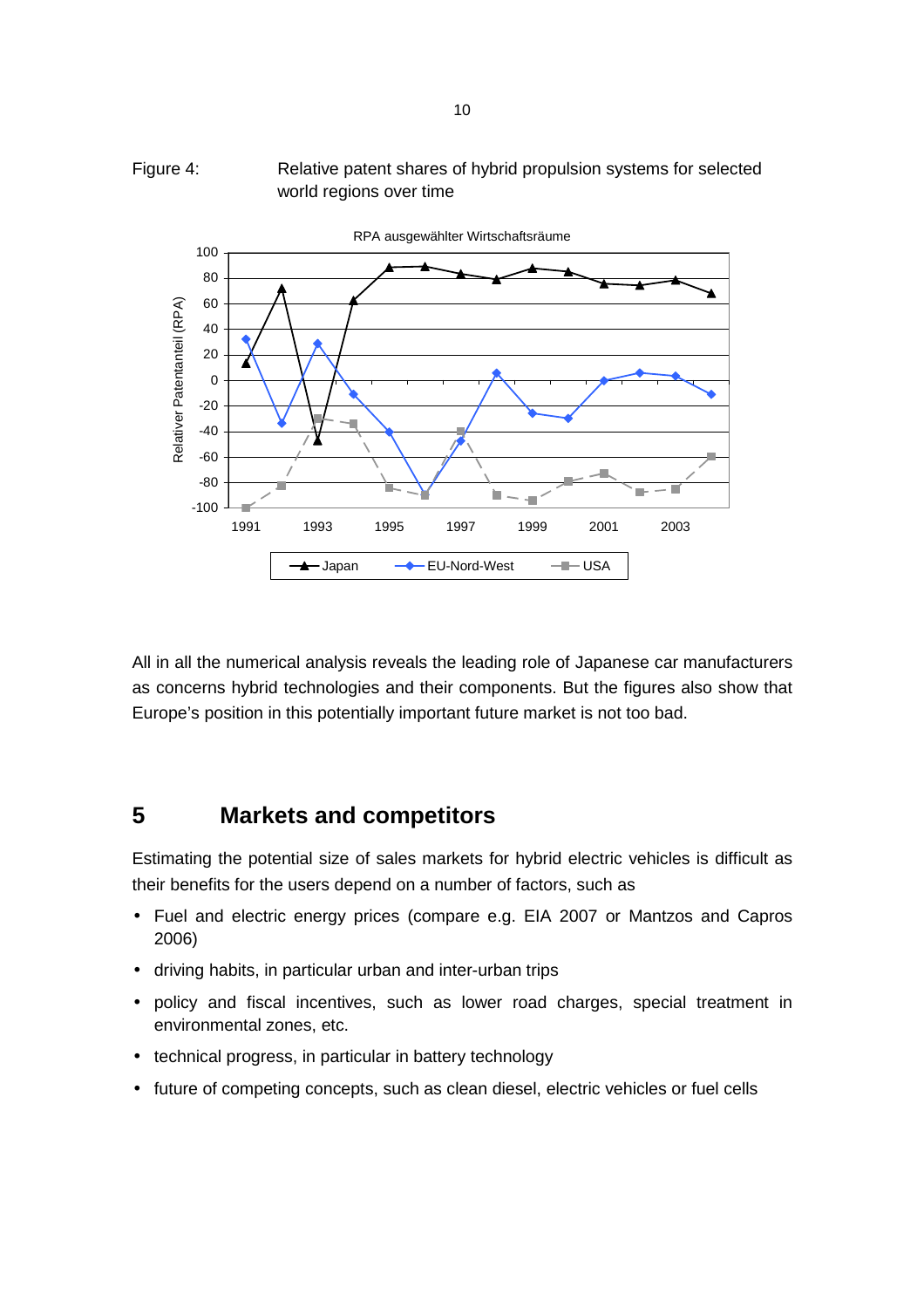Figure 4: Relative patent shares of hybrid propulsion systems for selected world regions over time

All in all the numerical analysis reveals the leading role of Japanese car manufacturers as concerns hybrid technologies and their components. But the figures also show that Europe's position in this potentially important future market is not too bad.

## 5 Markets and competitors

Estimating the potential size of sales markets for hybrid electric vehicles is difficult as their benefits for the users depend on a number of factors, such as

- Fuel and electric energy prices (compare e.g. EIA 2007 or Mantzos and Capros 2006)
- driving habits, in particular urban and inter-urban trips
- policy and fiscal incentives, such as lower road charges, special treatment in environmental zones, etc.
- technical progress, in particular in battery technology
- future of competing concepts, such as clean diesel, electric vehicles or fuel cells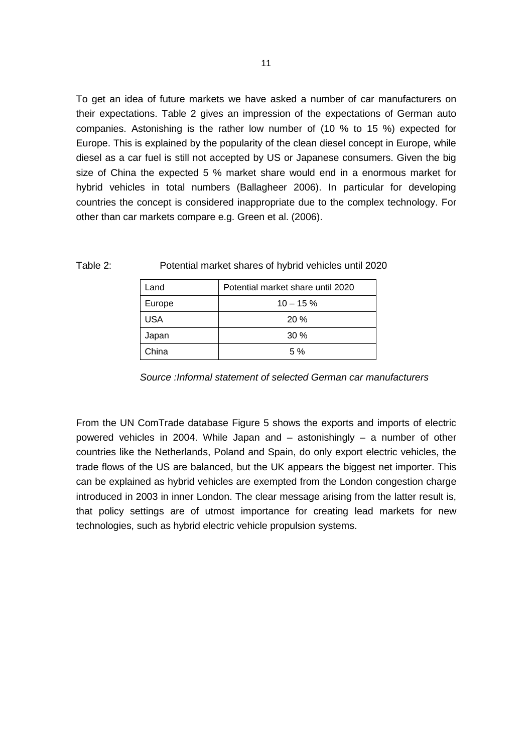To get an idea of future markets we have asked a number of car manufacturers on their expectations. Table 2 gives an impression of the expectations of German auto companies. Astonishing is the rather low number of (10 % to 15 %) expected for Europe. This is explained by the popularity of the clean diesel concept in Europe, while diesel as a car fuel is still not accepted by US or Japanese consumers. Given the big size of China the expected 5 % market share would end in a enormous market for hybrid vehicles in total numbers (Ballagheer 2006). In particular for developing countries the concept is considered inappropriate due to the complex technology. For other than car markets compare e.g. Green et al. (2006).

Table 2: Potential market shares of hybrid vehicles until 2020

| Land | Potential market share until 2020 |
|---|---|
| Europe | 10 – 15 % |
| USA | 20 % |
| Japan | 30 % |
| China | 5 % |

*Source :Informal statement of selected German car manufacturers*

From the UN ComTrade database Figure 5 shows the exports and imports of electric powered vehicles in 2004. While Japan and – astonishingly – a number of other countries like the Netherlands, Poland and Spain, do only export electric vehicles, the trade flows of the US are balanced, but the UK appears the biggest net importer. This can be explained as hybrid vehicles are exempted from the London congestion charge introduced in 2003 in inner London. The clear message arising from the latter result is, that policy settings are of utmost importance for creating lead markets for new technologies, such as hybrid electric vehicle propulsion systems.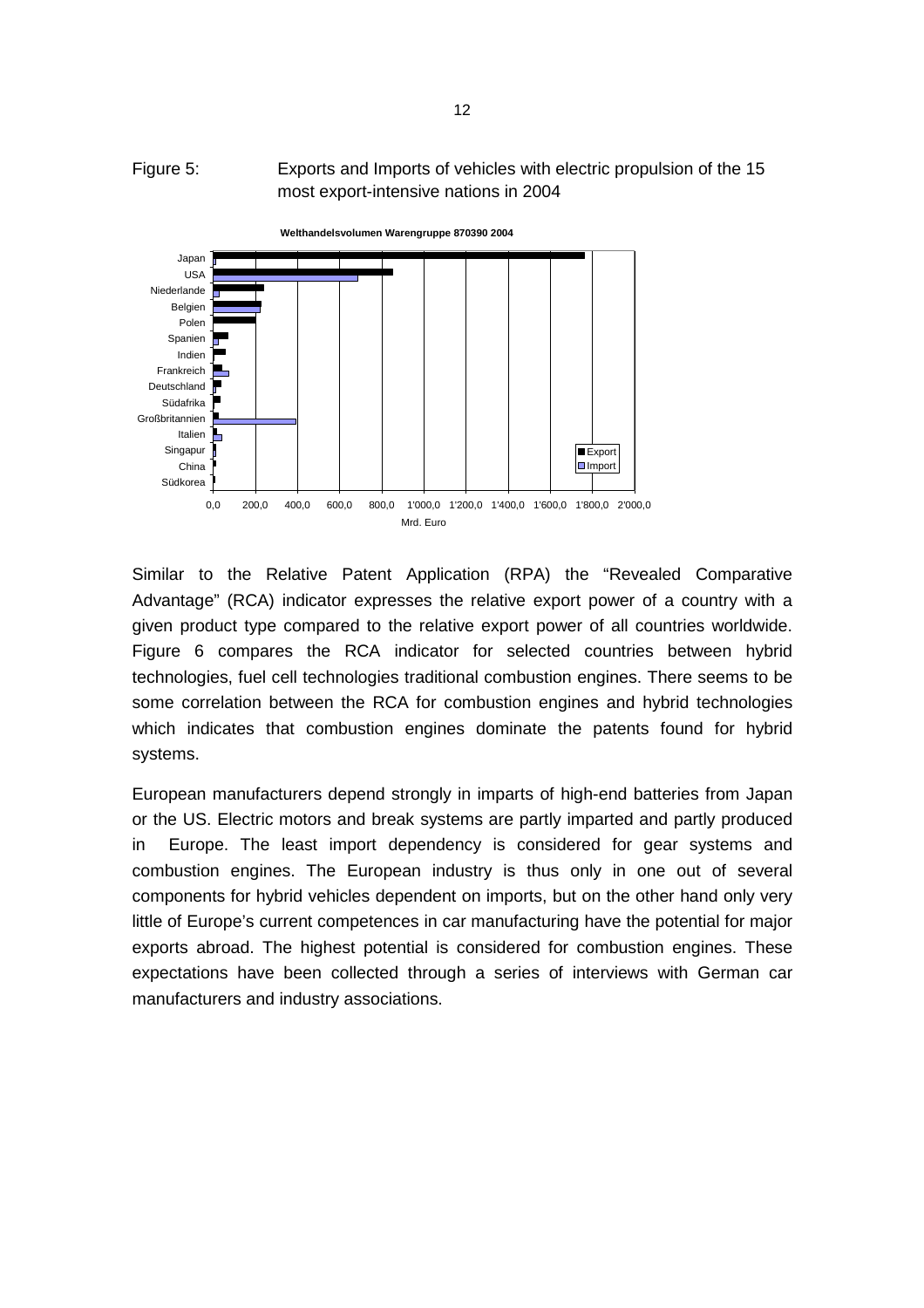Figure 5: Exports and Imports of vehicles with electric propulsion of the 15 most export-intensive nations in 2004

Similar to the Relative Patent Application (RPA) the "Revealed Comparative Advantage" (RCA) indicator expresses the relative export power of a country with a given product type compared to the relative export power of all countries worldwide. Figure 6 compares the RCA indicator for selected countries between hybrid technologies, fuel cell technologies traditional combustion engines. There seems to be some correlation between the RCA for combustion engines and hybrid technologies which indicates that combustion engines dominate the patents found for hybrid systems.

European manufacturers depend strongly in imparts of high-end batteries from Japan or the US. Electric motors and break systems are partly imparted and partly produced in Europe. The least import dependency is considered for gear systems and combustion engines. The European industry is thus only in one out of several components for hybrid vehicles dependent on imports, but on the other hand only very little of Europe's current competences in car manufacturing have the potential for major exports abroad. The highest potential is considered for combustion engines. These expectations have been collected through a series of interviews with German car manufacturers and industry associations.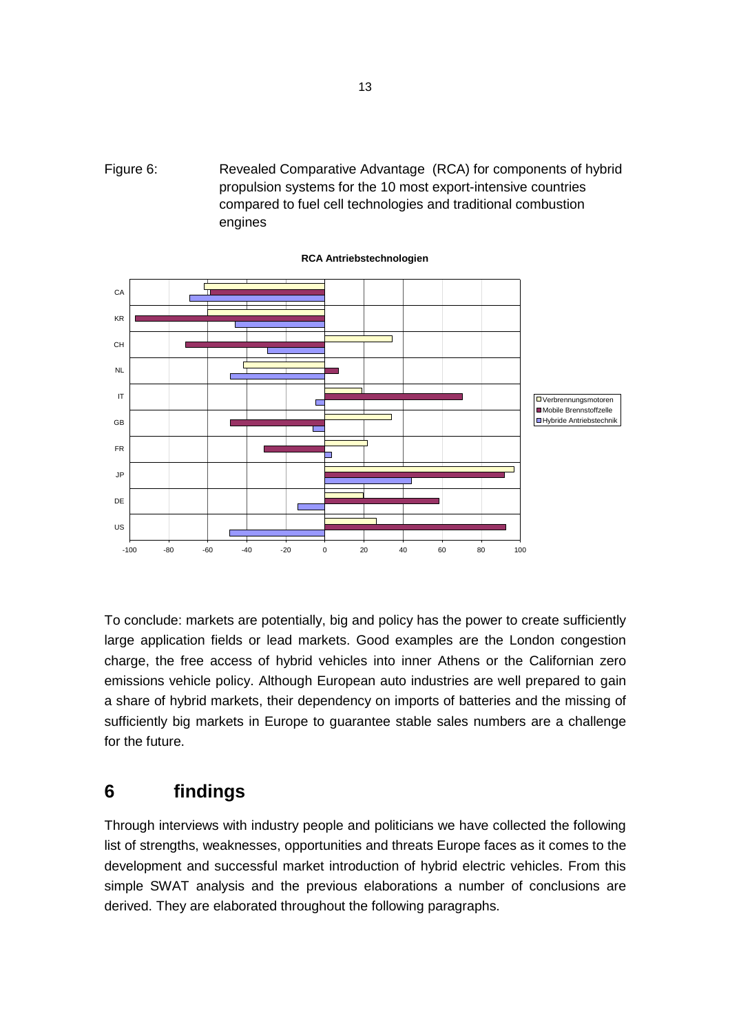Figure 6: Revealed Comparative Advantage (RCA) for components of hybrid propulsion systems for the 10 most export-intensive countries compared to fuel cell technologies and traditional combustion engines

To conclude: markets are potentially, big and policy has the power to create sufficiently large application fields or lead markets. Good examples are the London congestion charge, the free access of hybrid vehicles into inner Athens or the Californian zero emissions vehicle policy. Although European auto industries are well prepared to gain a share of hybrid markets, their dependency on imports of batteries and the missing of sufficiently big markets in Europe to guarantee stable sales numbers are a challenge for the future.

## 6 findings

Through interviews with industry people and politicians we have collected the following list of strengths, weaknesses, opportunities and threats Europe faces as it comes to the development and successful market introduction of hybrid electric vehicles. From this simple SWAT analysis and the previous elaborations a number of conclusions are derived. They are elaborated throughout the following paragraphs.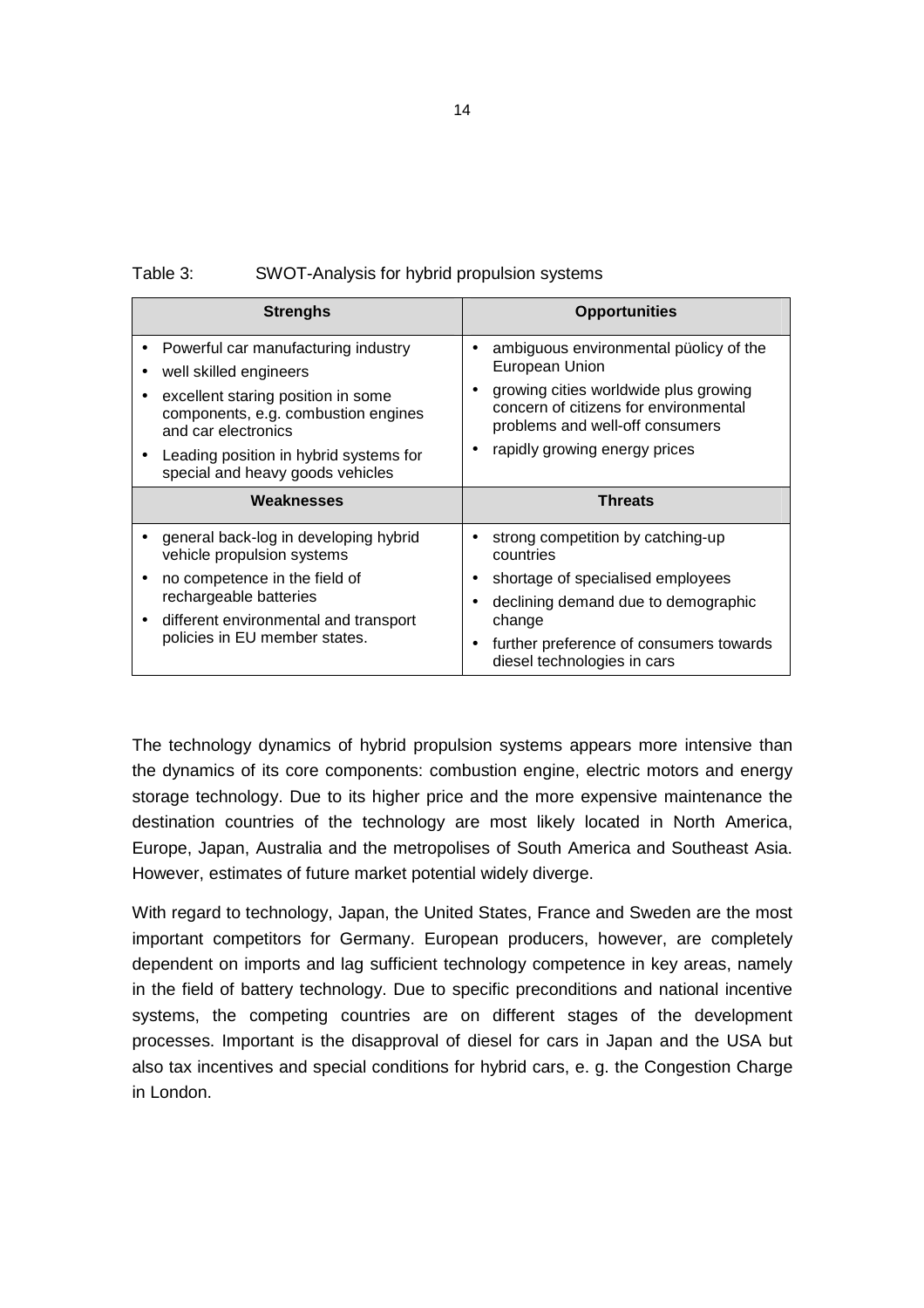Table 3: SWOT-Analysis for hybrid propulsion systems

| Strenghs | Opportunities |
|---|---|
| • Powerful car manufacturing industry<br>• well skilled engineers<br>• excellent staring position in some components, e.g. combustion engines and car electronics<br>• Leading position in hybrid systems for special and heavy goods vehicles | • ambiguous environmental püolicy of the European Union<br>• growing cities worldwide plus growing concern of citizens for environmental problems and well-off consumers<br>• rapidly growing energy prices |
| **Weaknesses** | **Threats** |
| • general back-log in developing hybrid vehicle propulsion systems<br>• no competence in the field of rechargeable batteries<br>• different environmental and transport policies in EU member states. | • strong competition by catching-up countries<br>• shortage of specialised employees<br>• declining demand due to demographic change<br>• further preference of consumers towards diesel technologies in cars |

The technology dynamics of hybrid propulsion systems appears more intensive than the dynamics of its core components: combustion engine, electric motors and energy storage technology. Due to its higher price and the more expensive maintenance the destination countries of the technology are most likely located in North America, Europe, Japan, Australia and the metropolises of South America and Southeast Asia. However, estimates of future market potential widely diverge.

With regard to technology, Japan, the United States, France and Sweden are the most important competitors for Germany. European producers, however, are completely dependent on imports and lag sufficient technology competence in key areas, namely in the field of battery technology. Due to specific preconditions and national incentive systems, the competing countries are on different stages of the development processes. Important is the disapproval of diesel for cars in Japan and the USA but also tax incentives and special conditions for hybrid cars, e. g. the Congestion Charge in London.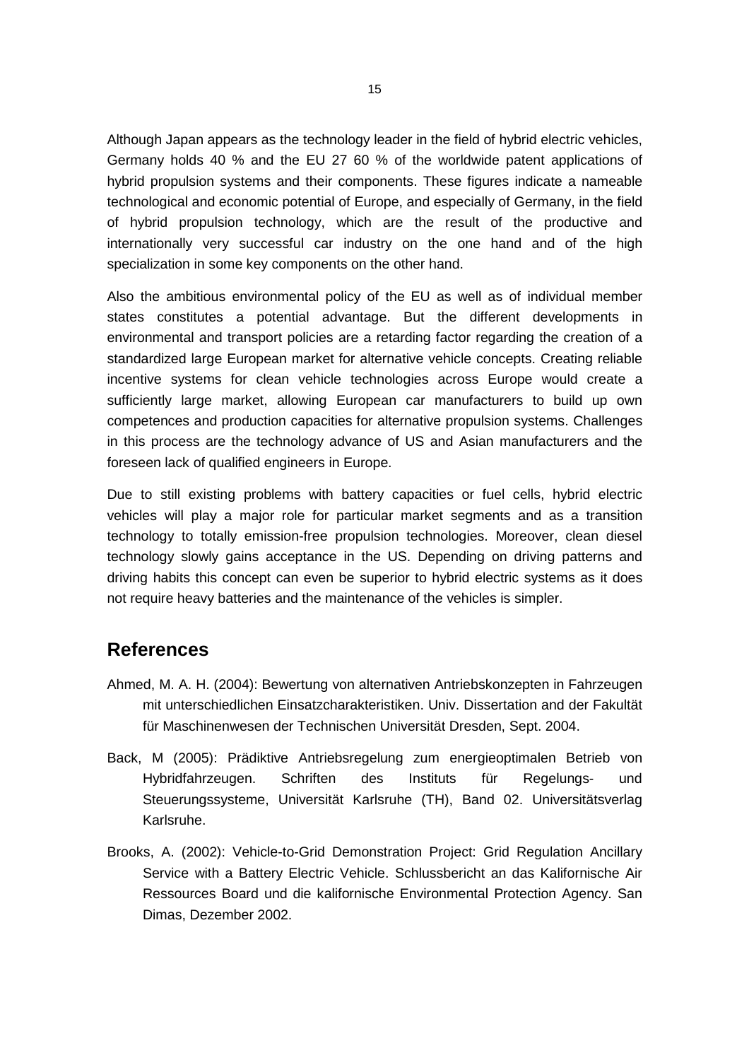Although Japan appears as the technology leader in the field of hybrid electric vehicles, Germany holds 40 % and the EU 27 60 % of the worldwide patent applications of hybrid propulsion systems and their components. These figures indicate a nameable technological and economic potential of Europe, and especially of Germany, in the field of hybrid propulsion technology, which are the result of the productive and internationally very successful car industry on the one hand and of the high specialization in some key components on the other hand.

Also the ambitious environmental policy of the EU as well as of individual member states constitutes a potential advantage. But the different developments in environmental and transport policies are a retarding factor regarding the creation of a standardized large European market for alternative vehicle concepts. Creating reliable incentive systems for clean vehicle technologies across Europe would create a sufficiently large market, allowing European car manufacturers to build up own competences and production capacities for alternative propulsion systems. Challenges in this process are the technology advance of US and Asian manufacturers and the foreseen lack of qualified engineers in Europe.

Due to still existing problems with battery capacities or fuel cells, hybrid electric vehicles will play a major role for particular market segments and as a transition technology to totally emission-free propulsion technologies. Moreover, clean diesel technology slowly gains acceptance in the US. Depending on driving patterns and driving habits this concept can even be superior to hybrid electric systems as it does not require heavy batteries and the maintenance of the vehicles is simpler.

## References

Ahmed, M. A. H. (2004): Bewertung von alternativen Antriebskonzepten in Fahrzeugen mit unterschiedlichen Einsatzcharakteristiken. Univ. Dissertation and der Fakultät für Maschinenwesen der Technischen Universität Dresden, Sept. 2004.

Back, M (2005): Prädiktive Antriebsregelung zum energieoptimalen Betrieb von Hybridfahrzeugen. Schriften des Instituts für Regelungs- und Steuerungssysteme, Universität Karlsruhe (TH), Band 02. Universitätsverlag Karlsruhe.

Brooks, A. (2002): Vehicle-to-Grid Demonstration Project: Grid Regulation Ancillary Service with a Battery Electric Vehicle. Schlussbericht an das Kalifornische Air Ressources Board und die kalifornische Environmental Protection Agency. San Dimas, Dezember 2002.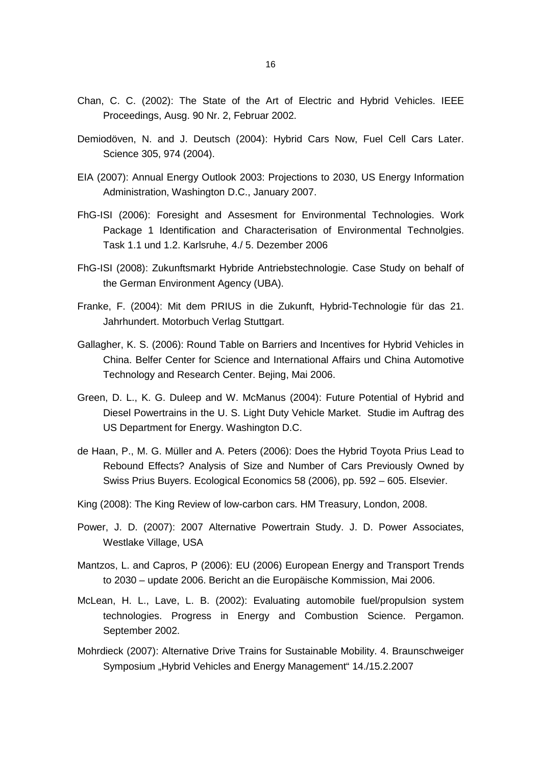Chan, C. C. (2002): The State of the Art of Electric and Hybrid Vehicles. IEEE Proceedings, Ausg. 90 Nr. 2, Februar 2002.

Demiodöven, N. and J. Deutsch (2004): Hybrid Cars Now, Fuel Cell Cars Later. Science 305, 974 (2004).

EIA (2007): Annual Energy Outlook 2003: Projections to 2030, US Energy Information Administration, Washington D.C., January 2007.

FhG-ISI (2006): Foresight and Assesment for Environmental Technologies. Work Package 1 Identification and Characterisation of Environmental Technolgies. Task 1.1 und 1.2. Karlsruhe, 4./ 5. Dezember 2006

FhG-ISI (2008): Zukunftsmarkt Hybride Antriebstechnologie. Case Study on behalf of the German Environment Agency (UBA).

Franke, F. (2004): Mit dem PRIUS in die Zukunft, Hybrid-Technologie für das 21. Jahrhundert. Motorbuch Verlag Stuttgart.

Gallagher, K. S. (2006): Round Table on Barriers and Incentives for Hybrid Vehicles in China. Belfer Center for Science and International Affairs und China Automotive Technology and Research Center. Bejing, Mai 2006.

Green, D. L., K. G. Duleep and W. McManus (2004): Future Potential of Hybrid and Diesel Powertrains in the U. S. Light Duty Vehicle Market. Studie im Auftrag des US Department for Energy. Washington D.C.

de Haan, P., M. G. Müller and A. Peters (2006): Does the Hybrid Toyota Prius Lead to Rebound Effects? Analysis of Size and Number of Cars Previously Owned by Swiss Prius Buyers. Ecological Economics 58 (2006), pp. 592 – 605. Elsevier.

King (2008): The King Review of low-carbon cars. HM Treasury, London, 2008.

Power, J. D. (2007): 2007 Alternative Powertrain Study. J. D. Power Associates, Westlake Village, USA

Mantzos, L. and Capros, P (2006): EU (2006) European Energy and Transport Trends to 2030 – update 2006. Bericht an die Europäische Kommission, Mai 2006.

McLean, H. L., Lave, L. B. (2002): Evaluating automobile fuel/propulsion system technologies. Progress in Energy and Combustion Science. Pergamon. September 2002.

Mohrdieck (2007): Alternative Drive Trains for Sustainable Mobility. 4. Braunschweiger Symposium „Hybrid Vehicles and Energy Management" 14./15.2.2007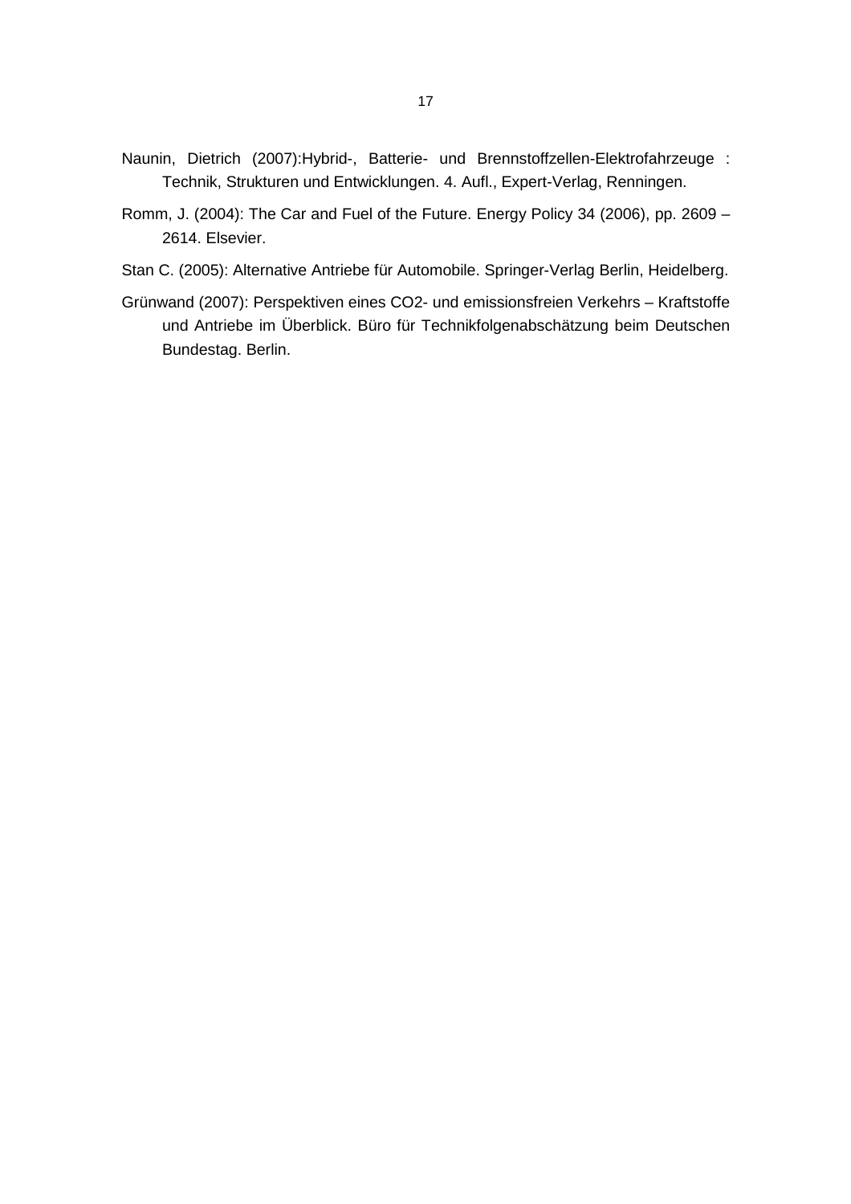Naunin, Dietrich (2007):Hybrid-, Batterie- und Brennstoffzellen-Elektrofahrzeuge : Technik, Strukturen und Entwicklungen. 4. Aufl., Expert-Verlag, Renningen.

Romm, J. (2004): The Car and Fuel of the Future. Energy Policy 34 (2006), pp. 2609 – 2614. Elsevier.

Stan C. (2005): Alternative Antriebe für Automobile. Springer-Verlag Berlin, Heidelberg.

Grünwand (2007): Perspektiven eines CO2- und emissionsfreien Verkehrs – Kraftstoffe und Antriebe im Überblick. Büro für Technikfolgenabschätzung beim Deutschen Bundestag. Berlin.